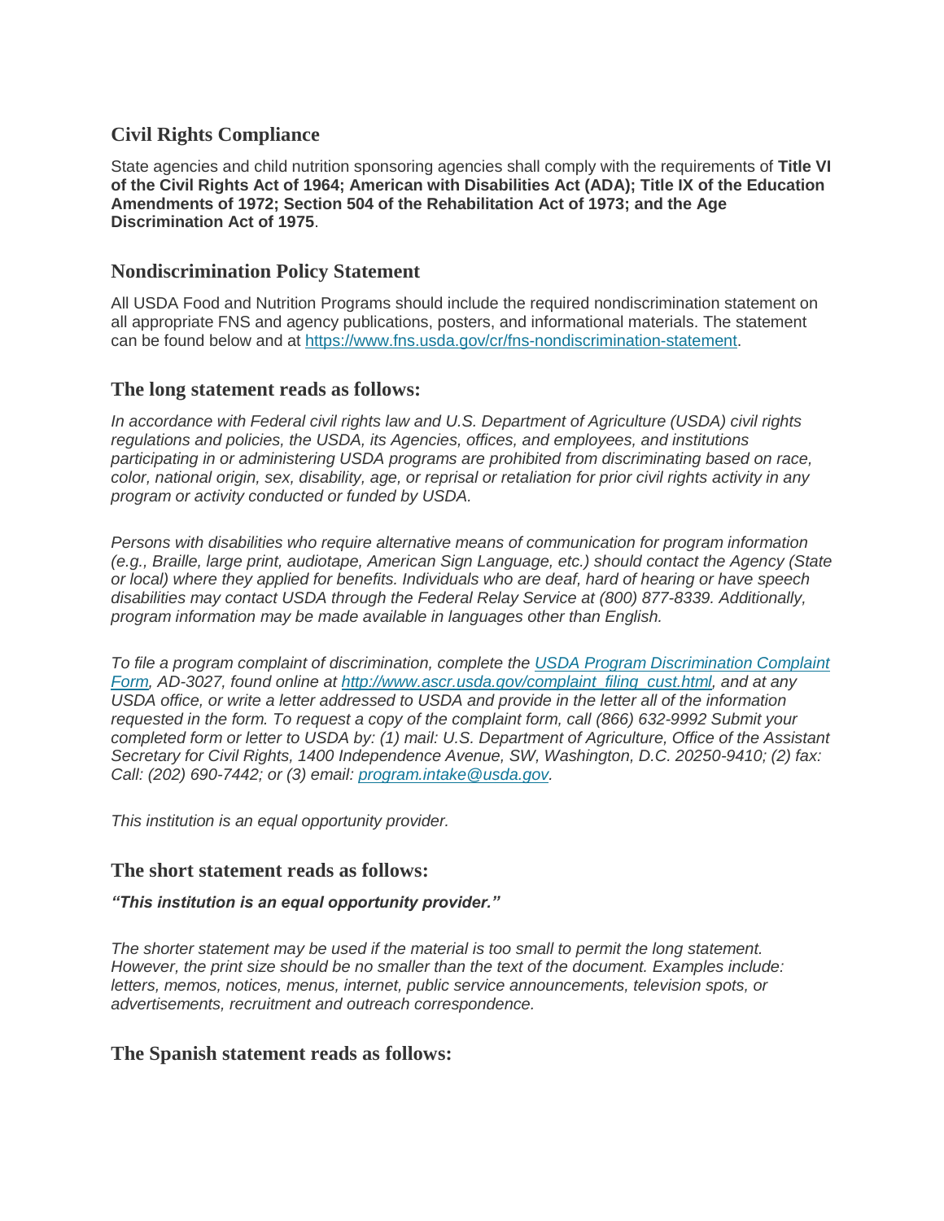## Civil Rights Compliance

State agencies and child nutrition sponsoring agencies shall comply with the requirements of **Title VI of the Civil Rights Act of 1964; American with Disabilities Act (ADA); Title IX of the Education Amendments of 1972; Section 504 of the Rehabilitation Act of 1973; and the Age Discrimination Act of 1975**.

## Nondiscrimination Policy Statement

All USDA Food and Nutrition Programs should include the required nondiscrimination statement on all appropriate FNS and agency publications, posters, and informational materials. The statement can be found below and at [https://www.fns.usda.gov/cr/fns-nondiscrimination-statement](https://www.fns.usda.gov/cr/fns-nondiscrimination-statement).

## The long statement reads as follows:

*In accordance with Federal civil rights law and U.S. Department of Agriculture (USDA) civil rights regulations and policies, the USDA, its Agencies, offices, and employees, and institutions participating in or administering USDA programs are prohibited from discriminating based on race, color, national origin, sex, disability, age, or reprisal or retaliation for prior civil rights activity in any program or activity conducted or funded by USDA.*

*Persons with disabilities who require alternative means of communication for program information (e.g., Braille, large print, audiotape, American Sign Language, etc.) should contact the Agency (State or local) where they applied for benefits. Individuals who are deaf, hard of hearing or have speech disabilities may contact USDA through the Federal Relay Service at (800) 877-8339. Additionally, program information may be made available in languages other than English.*

*To file a program complaint of discrimination, complete the [USDA Program Discrimination Complaint Form](http://www.ascr.usda.gov/complaint_filing_cust.html), AD-3027, found online at [http://www.ascr.usda.gov/complaint_filing_cust.html](http://www.ascr.usda.gov/complaint_filing_cust.html), and at any USDA office, or write a letter addressed to USDA and provide in the letter all of the information requested in the form. To request a copy of the complaint form, call (866) 632-9992 Submit your completed form or letter to USDA by: (1) mail: U.S. Department of Agriculture, Office of the Assistant Secretary for Civil Rights, 1400 Independence Avenue, SW, Washington, D.C. 20250-9410; (2) fax: Call: (202) 690-7442; or (3) email: [program.intake@usda.gov](mailto:program.intake@usda.gov).*

*This institution is an equal opportunity provider.*

## The short statement reads as follows:

***"This institution is an equal opportunity provider."***

*The shorter statement may be used if the material is too small to permit the long statement. However, the print size should be no smaller than the text of the document. Examples include: letters, memos, notices, menus, internet, public service announcements, television spots, or advertisements, recruitment and outreach correspondence.*

## The Spanish statement reads as follows: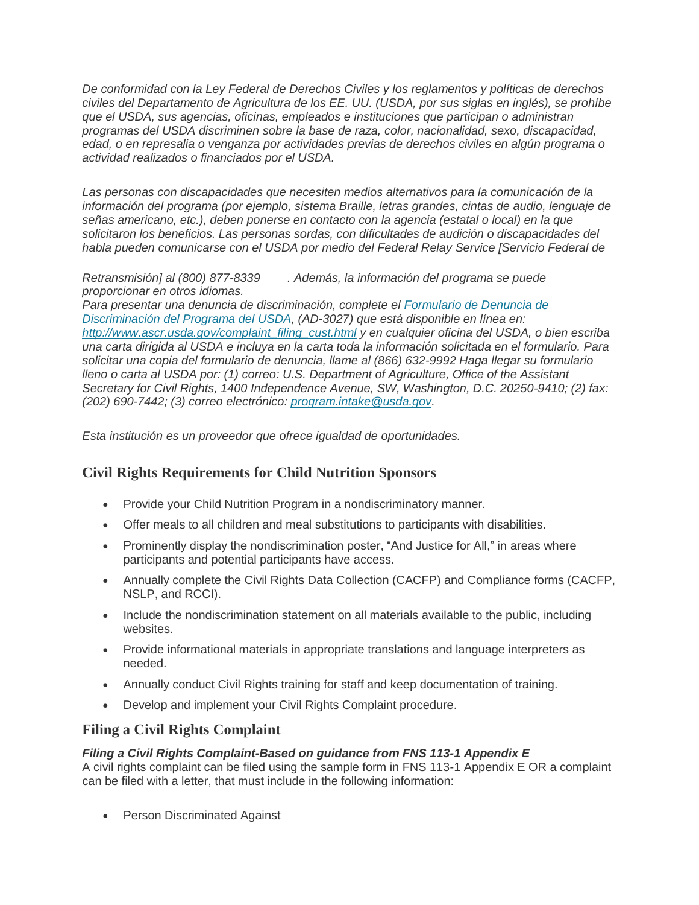*De conformidad con la Ley Federal de Derechos Civiles y los reglamentos y políticas de derechos civiles del Departamento de Agricultura de los EE. UU. (USDA, por sus siglas en inglés), se prohíbe que el USDA, sus agencias, oficinas, empleados e instituciones que participan o administran programas del USDA discriminen sobre la base de raza, color, nacionalidad, sexo, discapacidad, edad, o en represalia o venganza por actividades previas de derechos civiles en algún programa o actividad realizados o financiados por el USDA.*

*Las personas con discapacidades que necesiten medios alternativos para la comunicación de la información del programa (por ejemplo, sistema Braille, letras grandes, cintas de audio, lenguaje de señas americano, etc.), deben ponerse en contacto con la agencia (estatal o local) en la que solicitaron los beneficios. Las personas sordas, con dificultades de audición o discapacidades del habla pueden comunicarse con el USDA por medio del Federal Relay Service [Servicio Federal de Retransmisión] al (800) 877-8339 . Además, la información del programa se puede proporcionar en otros idiomas.*

*Para presentar una denuncia de discriminación, complete el [Formulario de Denuncia de Discriminación del Programa del USDA](http://www.ascr.usda.gov/complaint_filing_cust.html), (AD-3027) que está disponible en línea en: http://www.ascr.usda.gov/complaint_filing_cust.html y en cualquier oficina del USDA, o bien escriba una carta dirigida al USDA e incluya en la carta toda la información solicitada en el formulario. Para solicitar una copia del formulario de denuncia, llame al (866) 632-9992 Haga llegar su formulario lleno o carta al USDA por: (1) correo: U.S. Department of Agriculture, Office of the Assistant Secretary for Civil Rights, 1400 Independence Avenue, SW, Washington, D.C. 20250-9410; (2) fax: (202) 690-7442; (3) correo electrónico: program.intake@usda.gov.*

*Esta institución es un proveedor que ofrece igualdad de oportunidades.*

## Civil Rights Requirements for Child Nutrition Sponsors

- Provide your Child Nutrition Program in a nondiscriminatory manner.
- Offer meals to all children and meal substitutions to participants with disabilities.
- Prominently display the nondiscrimination poster, "And Justice for All," in areas where participants and potential participants have access.
- Annually complete the Civil Rights Data Collection (CACFP) and Compliance forms (CACFP, NSLP, and RCCI).
- Include the nondiscrimination statement on all materials available to the public, including websites.
- Provide informational materials in appropriate translations and language interpreters as needed.
- Annually conduct Civil Rights training for staff and keep documentation of training.
- Develop and implement your Civil Rights Complaint procedure.

## Filing a Civil Rights Complaint

***Filing a Civil Rights Complaint-Based on guidance from FNS 113-1 Appendix E***

A civil rights complaint can be filed using the sample form in FNS 113-1 Appendix E OR a complaint can be filed with a letter, that must include in the following information:

- Person Discriminated Against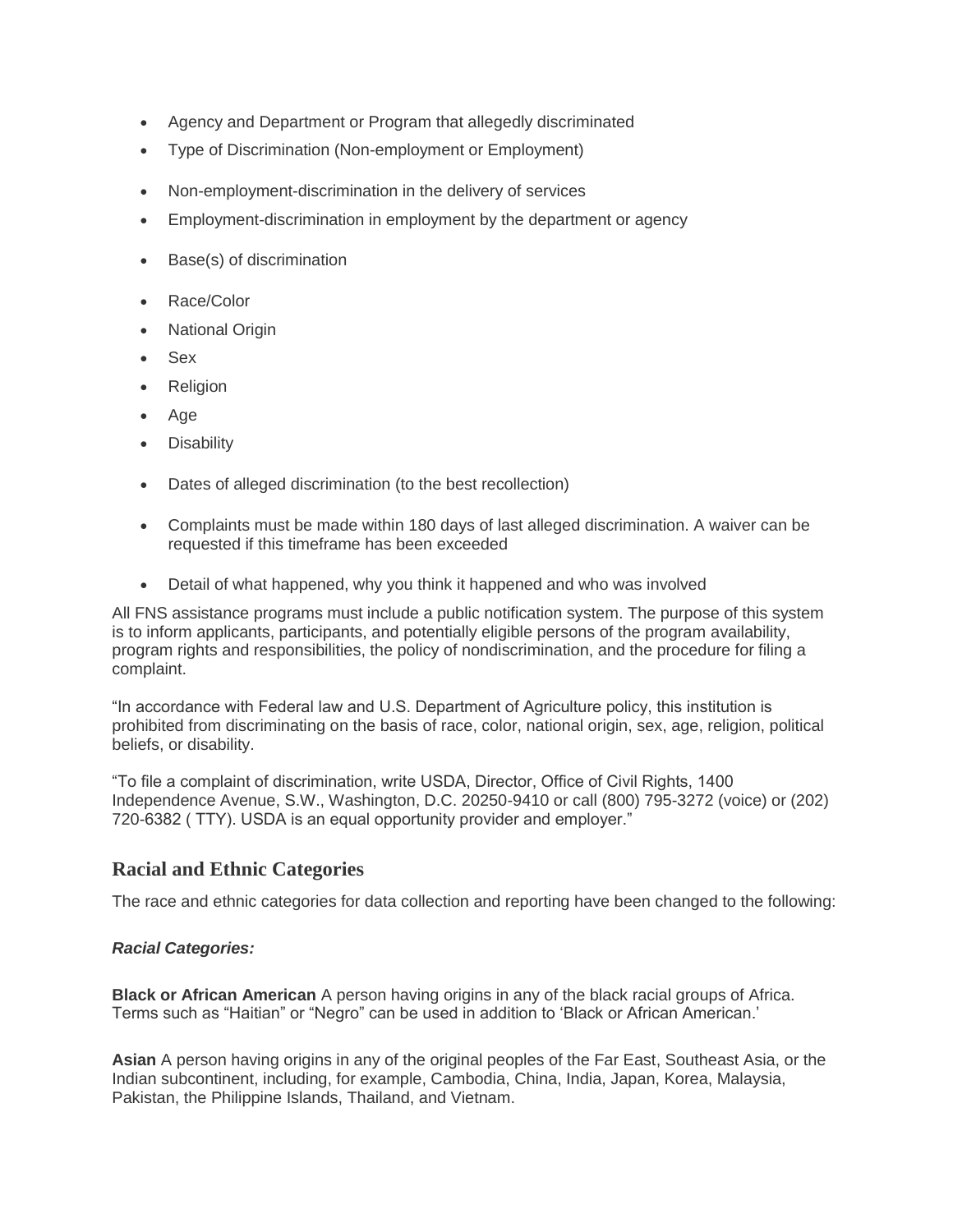- Agency and Department or Program that allegedly discriminated
- Type of Discrimination (Non-employment or Employment)
- Non-employment-discrimination in the delivery of services
- Employment-discrimination in employment by the department or agency
- Base(s) of discrimination
- Race/Color
- National Origin
- Sex
- Religion
- Age
- Disability
- Dates of alleged discrimination (to the best recollection)
- Complaints must be made within 180 days of last alleged discrimination. A waiver can be requested if this timeframe has been exceeded
- Detail of what happened, why you think it happened and who was involved

All FNS assistance programs must include a public notification system. The purpose of this system is to inform applicants, participants, and potentially eligible persons of the program availability, program rights and responsibilities, the policy of nondiscrimination, and the procedure for filing a complaint.

"In accordance with Federal law and U.S. Department of Agriculture policy, this institution is prohibited from discriminating on the basis of race, color, national origin, sex, age, religion, political beliefs, or disability.

"To file a complaint of discrimination, write USDA, Director, Office of Civil Rights, 1400 Independence Avenue, S.W., Washington, D.C. 20250-9410 or call (800) 795-3272 (voice) or (202) 720-6382 ( TTY). USDA is an equal opportunity provider and employer."

## Racial and Ethnic Categories

The race and ethnic categories for data collection and reporting have been changed to the following:

***Racial Categories:***

**Black or African American** A person having origins in any of the black racial groups of Africa. Terms such as "Haitian" or "Negro" can be used in addition to 'Black or African American.'

**Asian** A person having origins in any of the original peoples of the Far East, Southeast Asia, or the Indian subcontinent, including, for example, Cambodia, China, India, Japan, Korea, Malaysia, Pakistan, the Philippine Islands, Thailand, and Vietnam.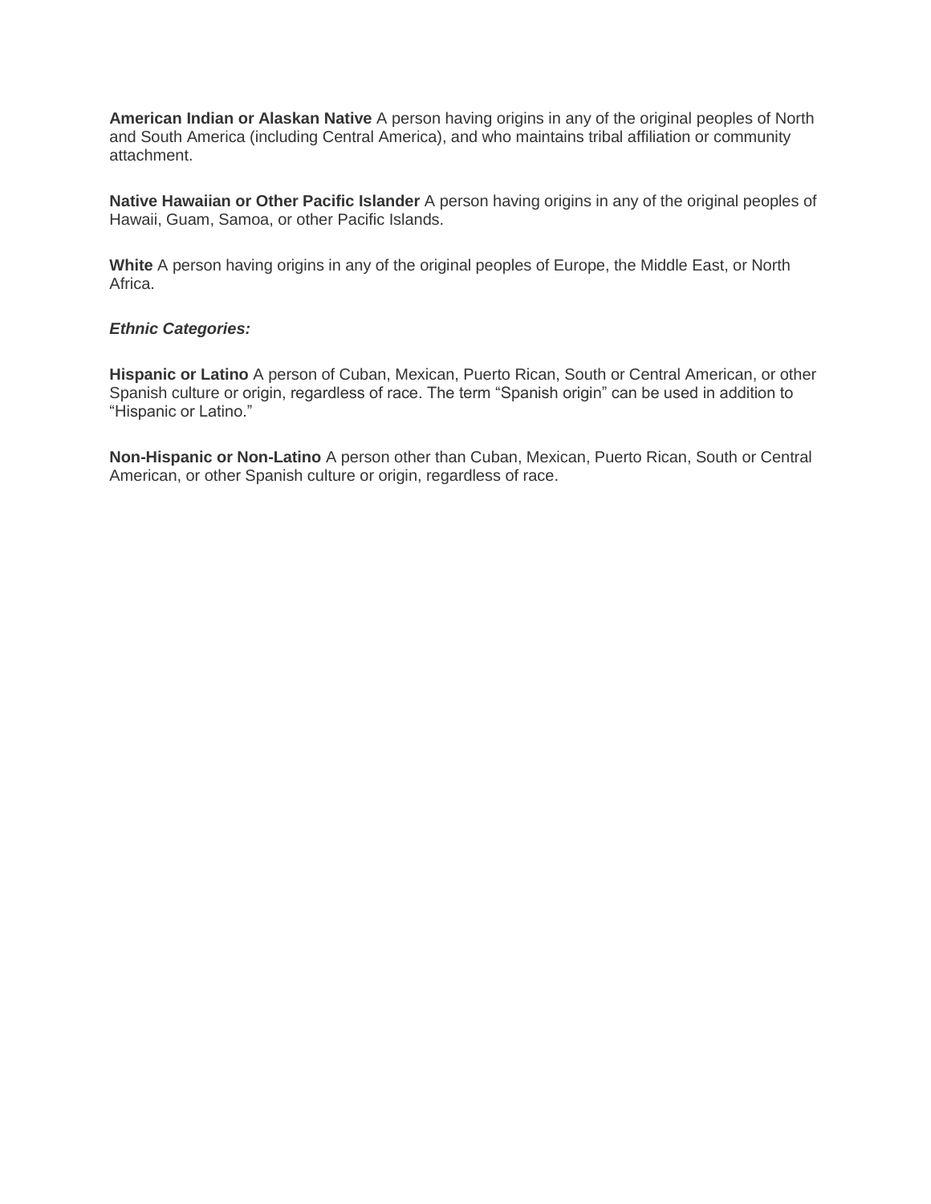**American Indian or Alaskan Native** A person having origins in any of the original peoples of North and South America (including Central America), and who maintains tribal affiliation or community attachment.

**Native Hawaiian or Other Pacific Islander** A person having origins in any of the original peoples of Hawaii, Guam, Samoa, or other Pacific Islands.

**White** A person having origins in any of the original peoples of Europe, the Middle East, or North Africa.

***Ethnic Categories:***

**Hispanic or Latino** A person of Cuban, Mexican, Puerto Rican, South or Central American, or other Spanish culture or origin, regardless of race. The term "Spanish origin" can be used in addition to "Hispanic or Latino."

**Non-Hispanic or Non-Latino** A person other than Cuban, Mexican, Puerto Rican, South or Central American, or other Spanish culture or origin, regardless of race.